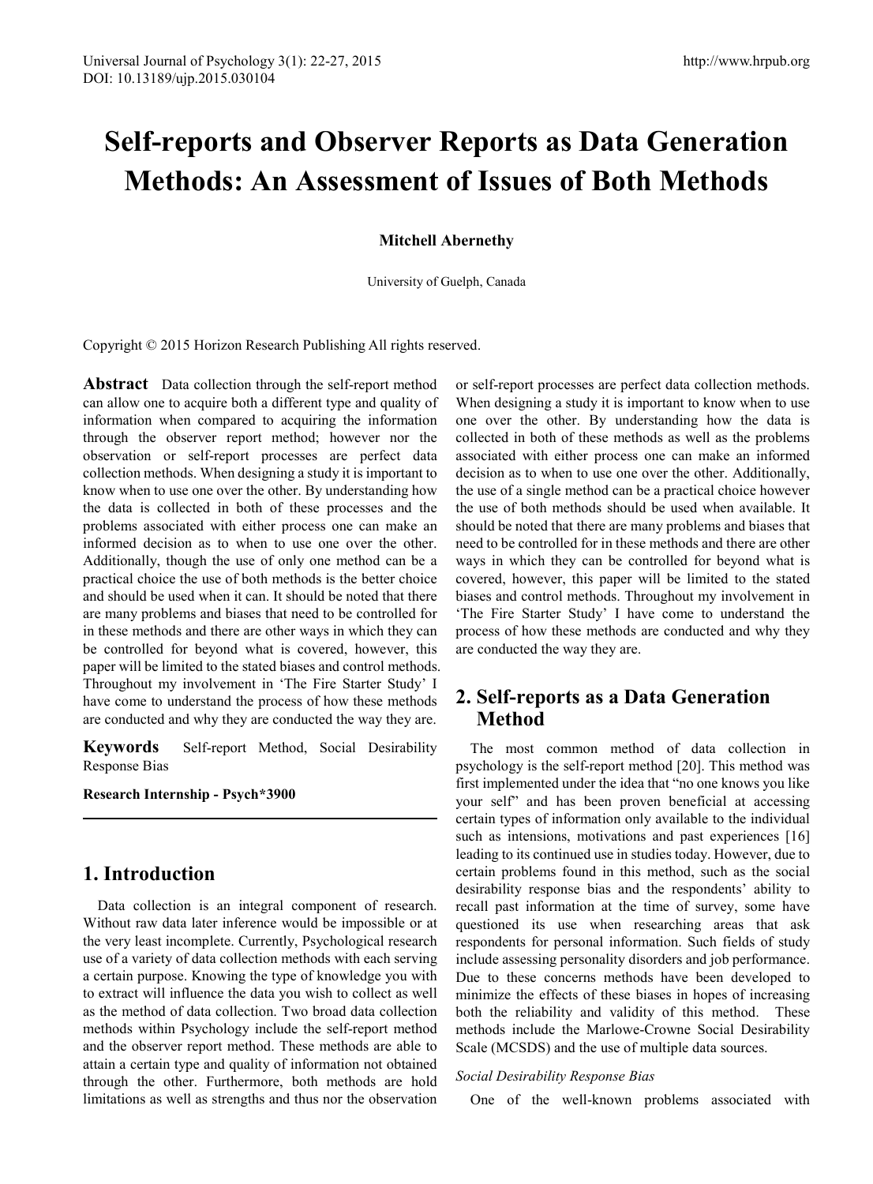# Self-reports and Observer Reports as Data Generation Methods: An Assessment of Issues of Both Methods

**Mitchell Abernethy**

University of Guelph, Canada

Copyright © 2015 Horizon Research Publishing All rights reserved.

**Abstract** Data collection through the self-report method can allow one to acquire both a different type and quality of information when compared to acquiring the information through the observer report method; however nor the observation or self-report processes are perfect data collection methods. When designing a study it is important to know when to use one over the other. By understanding how the data is collected in both of these processes and the problems associated with either process one can make an informed decision as to when to use one over the other. Additionally, though the use of only one method can be a practical choice the use of both methods is the better choice and should be used when it can. It should be noted that there are many problems and biases that need to be controlled for in these methods and there are other ways in which they can be controlled for beyond what is covered, however, this paper will be limited to the stated biases and control methods. Throughout my involvement in 'The Fire Starter Study' I have come to understand the process of how these methods are conducted and why they are conducted the way they are.

**Keywords** Self-report Method, Social Desirability Response Bias

**Research Internship - Psych*3900**

## 1. Introduction

Data collection is an integral component of research. Without raw data later inference would be impossible or at the very least incomplete. Currently, Psychological research use of a variety of data collection methods with each serving a certain purpose. Knowing the type of knowledge you with to extract will influence the data you wish to collect as well as the method of data collection. Two broad data collection methods within Psychology include the self-report method and the observer report method. These methods are able to attain a certain type and quality of information not obtained through the other. Furthermore, both methods are hold limitations as well as strengths and thus nor the observation or self-report processes are perfect data collection methods. When designing a study it is important to know when to use one over the other. By understanding how the data is collected in both of these methods as well as the problems associated with either process one can make an informed decision as to when to use one over the other. Additionally, the use of a single method can be a practical choice however the use of both methods should be used when available. It should be noted that there are many problems and biases that need to be controlled for in these methods and there are other ways in which they can be controlled for beyond what is covered, however, this paper will be limited to the stated biases and control methods. Throughout my involvement in 'The Fire Starter Study' I have come to understand the process of how these methods are conducted and why they are conducted the way they are.

## 2. Self-reports as a Data Generation Method

The most common method of data collection in psychology is the self-report method [20]. This method was first implemented under the idea that "no one knows you like your self" and has been proven beneficial at accessing certain types of information only available to the individual such as intensions, motivations and past experiences [16] leading to its continued use in studies today. However, due to certain problems found in this method, such as the social desirability response bias and the respondents' ability to recall past information at the time of survey, some have questioned its use when researching areas that ask respondents for personal information. Such fields of study include assessing personality disorders and job performance. Due to these concerns methods have been developed to minimize the effects of these biases in hopes of increasing both the reliability and validity of this method. These methods include the Marlowe-Crowne Social Desirability Scale (MCSDS) and the use of multiple data sources.

*Social Desirability Response Bias*

One of the well-known problems associated with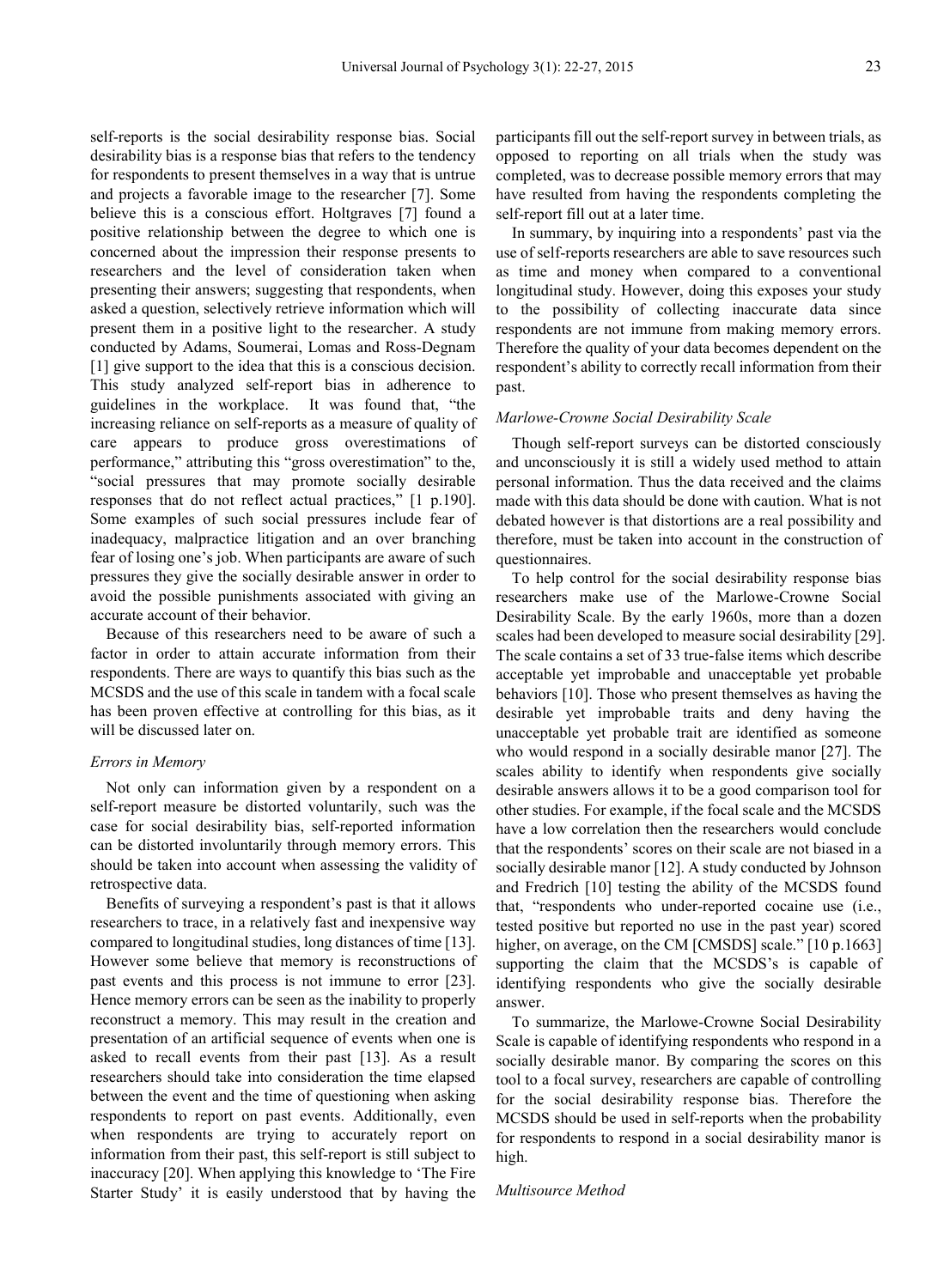self-reports is the social desirability response bias. Social desirability bias is a response bias that refers to the tendency for respondents to present themselves in a way that is untrue and projects a favorable image to the researcher [7]. Some believe this is a conscious effort. Holtgraves [7] found a positive relationship between the degree to which one is concerned about the impression their response presents to researchers and the level of consideration taken when presenting their answers; suggesting that respondents, when asked a question, selectively retrieve information which will present them in a positive light to the researcher. A study conducted by Adams, Soumerai, Lomas and Ross-Degnam [1] give support to the idea that this is a conscious decision. This study analyzed self-report bias in adherence to guidelines in the workplace. It was found that, "the increasing reliance on self-reports as a measure of quality of care appears to produce gross overestimations of performance," attributing this "gross overestimation" to the, "social pressures that may promote socially desirable responses that do not reflect actual practices," [1 p.190]. Some examples of such social pressures include fear of inadequacy, malpractice litigation and an over branching fear of losing one's job. When participants are aware of such pressures they give the socially desirable answer in order to avoid the possible punishments associated with giving an accurate account of their behavior.

Because of this researchers need to be aware of such a factor in order to attain accurate information from their respondents. There are ways to quantify this bias such as the MCSDS and the use of this scale in tandem with a focal scale has been proven effective at controlling for this bias, as it will be discussed later on.

### *Errors in Memory*

Not only can information given by a respondent on a self-report measure be distorted voluntarily, such was the case for social desirability bias, self-reported information can be distorted involuntarily through memory errors. This should be taken into account when assessing the validity of retrospective data.

Benefits of surveying a respondent's past is that it allows researchers to trace, in a relatively fast and inexpensive way compared to longitudinal studies, long distances of time [13]. However some believe that memory is reconstructions of past events and this process is not immune to error [23]. Hence memory errors can be seen as the inability to properly reconstruct a memory. This may result in the creation and presentation of an artificial sequence of events when one is asked to recall events from their past [13]. As a result researchers should take into consideration the time elapsed between the event and the time of questioning when asking respondents to report on past events. Additionally, even when respondents are trying to accurately report on information from their past, this self-report is still subject to inaccuracy [20]. When applying this knowledge to 'The Fire Starter Study' it is easily understood that by having the participants fill out the self-report survey in between trials, as opposed to reporting on all trials when the study was completed, was to decrease possible memory errors that may have resulted from having the respondents completing the self-report fill out at a later time.

In summary, by inquiring into a respondents' past via the use of self-reports researchers are able to save resources such as time and money when compared to a conventional longitudinal study. However, doing this exposes your study to the possibility of collecting inaccurate data since respondents are not immune from making memory errors. Therefore the quality of your data becomes dependent on the respondent's ability to correctly recall information from their past.

### *Marlowe-Crowne Social Desirability Scale*

Though self-report surveys can be distorted consciously and unconsciously it is still a widely used method to attain personal information. Thus the data received and the claims made with this data should be done with caution. What is not debated however is that distortions are a real possibility and therefore, must be taken into account in the construction of questionnaires.

To help control for the social desirability response bias researchers make use of the Marlowe-Crowne Social Desirability Scale. By the early 1960s, more than a dozen scales had been developed to measure social desirability [29]. The scale contains a set of 33 true-false items which describe acceptable yet improbable and unacceptable yet probable behaviors [10]. Those who present themselves as having the desirable yet improbable traits and deny having the unacceptable yet probable trait are identified as someone who would respond in a socially desirable manor [27]. The scales ability to identify when respondents give socially desirable answers allows it to be a good comparison tool for other studies. For example, if the focal scale and the MCSDS have a low correlation then the researchers would conclude that the respondents' scores on their scale are not biased in a socially desirable manor [12]. A study conducted by Johnson and Fredrich [10] testing the ability of the MCSDS found that, "respondents who under-reported cocaine use (i.e., tested positive but reported no use in the past year) scored higher, on average, on the CM [CMSDS] scale." [10 p.1663] supporting the claim that the MCSDS's is capable of identifying respondents who give the socially desirable answer.

To summarize, the Marlowe-Crowne Social Desirability Scale is capable of identifying respondents who respond in a socially desirable manor. By comparing the scores on this tool to a focal survey, researchers are capable of controlling for the social desirability response bias. Therefore the MCSDS should be used in self-reports when the probability for respondents to respond in a social desirability manor is high.

### *Multisource Method*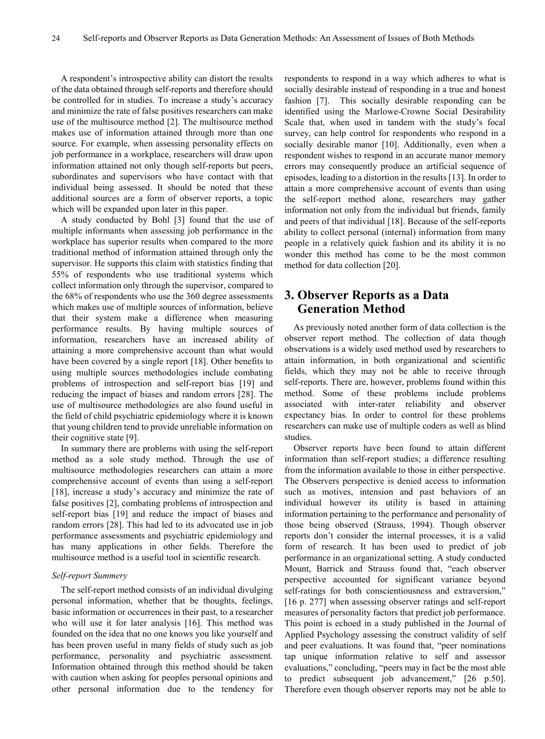A respondent's introspective ability can distort the results of the data obtained through self-reports and therefore should be controlled for in studies. To increase a study's accuracy and minimize the rate of false positives researchers can make use of the multisource method [2]. The multisource method makes use of information attained through more than one source. For example, when assessing personality effects on job performance in a workplace, researchers will draw upon information attained not only though self-reports but peers, subordinates and supervisors who have contact with that individual being assessed. It should be noted that these additional sources are a form of observer reports, a topic which will be expanded upon later in this paper.

A study conducted by Bohl [3] found that the use of multiple informants when assessing job performance in the workplace has superior results when compared to the more traditional method of information attained through only the supervisor. He supports this claim with statistics finding that 55% of respondents who use traditional systems which collect information only through the supervisor, compared to the 68% of respondents who use the 360 degree assessments which makes use of multiple sources of information, believe that their system make a difference when measuring performance results. By having multiple sources of information, researchers have an increased ability of attaining a more comprehensive account than what would have been covered by a single report [18]. Other benefits to using multiple sources methodologies include combating problems of introspection and self-report bias [19] and reducing the impact of biases and random errors [28]. The use of multisource methodologies are also found useful in the field of child psychiatric epidemiology where it is known that young children tend to provide unreliable information on their cognitive state [9].

In summary there are problems with using the self-report method as a sole study method. Through the use of multisource methodologies researchers can attain a more comprehensive account of events than using a self-report [18], increase a study's accuracy and minimize the rate of false positives [2], combating problems of introspection and self-report bias [19] and reduce the impact of biases and random errors [28]. This had led to its advocated use in job performance assessments and psychiatric epidemiology and has many applications in other fields. Therefore the multisource method is a useful tool in scientific research.

*Self-report Summery*

The self-report method consists of an individual divulging personal information, whether that be thoughts, feelings, basic information or occurrences in their past, to a researcher who will use it for later analysis [16]. This method was founded on the idea that no one knows you like yourself and has been proven useful in many fields of study such as job performance, personality and psychiatric assessment. Information obtained through this method should be taken with caution when asking for peoples personal opinions and other personal information due to the tendency for respondents to respond in a way which adheres to what is socially desirable instead of responding in a true and honest fashion [7]. This socially desirable responding can be identified using the Marlowe-Crowne Social Desirability Scale that, when used in tandem with the study's focal survey, can help control for respondents who respond in a socially desirable manor [10]. Additionally, even when a respondent wishes to respond in an accurate manor memory errors may consequently produce an artificial sequence of episodes, leading to a distortion in the results [13]. In order to attain a more comprehensive account of events than using the self-report method alone, researchers may gather information not only from the individual but friends, family and peers of that individual [18]. Because of the self-reports ability to collect personal (internal) information from many people in a relatively quick fashion and its ability it is no wonder this method has come to be the most common method for data collection [20].

## 3. Observer Reports as a Data Generation Method

As previously noted another form of data collection is the observer report method. The collection of data though observations is a widely used method used by researchers to attain information, in both organizational and scientific fields, which they may not be able to receive through self-reports. There are, however, problems found within this method. Some of these problems include problems associated with inter-rater reliability and observer expectancy bias. In order to control for these problems researchers can make use of multiple coders as well as blind studies.

Observer reports have been found to attain different information than self-report studies; a difference resulting from the information available to those in either perspective. The Observers perspective is denied access to information such as motives, intension and past behaviors of an individual however its utility is based in attaining information pertaining to the performance and personality of those being observed (Strauss, 1994). Though observer reports don't consider the internal processes, it is a valid form of research. It has been used to predict of job performance in an organizational setting. A study conducted Mount, Barrick and Strauss found that, "each observer perspective accounted for significant variance beyond self-ratings for both conscientiousness and extraversion," [16 p. 277] when assessing observer ratings and self-report measures of personality factors that predict job performance. This point is echoed in a study published in the Journal of Applied Psychology assessing the construct validity of self and peer evaluations. It was found that, "peer nominations tap unique information relative to self and assessor evaluations," concluding, "peers may in fact be the most able to predict subsequent job advancement," [26 p.50]. Therefore even though observer reports may not be able to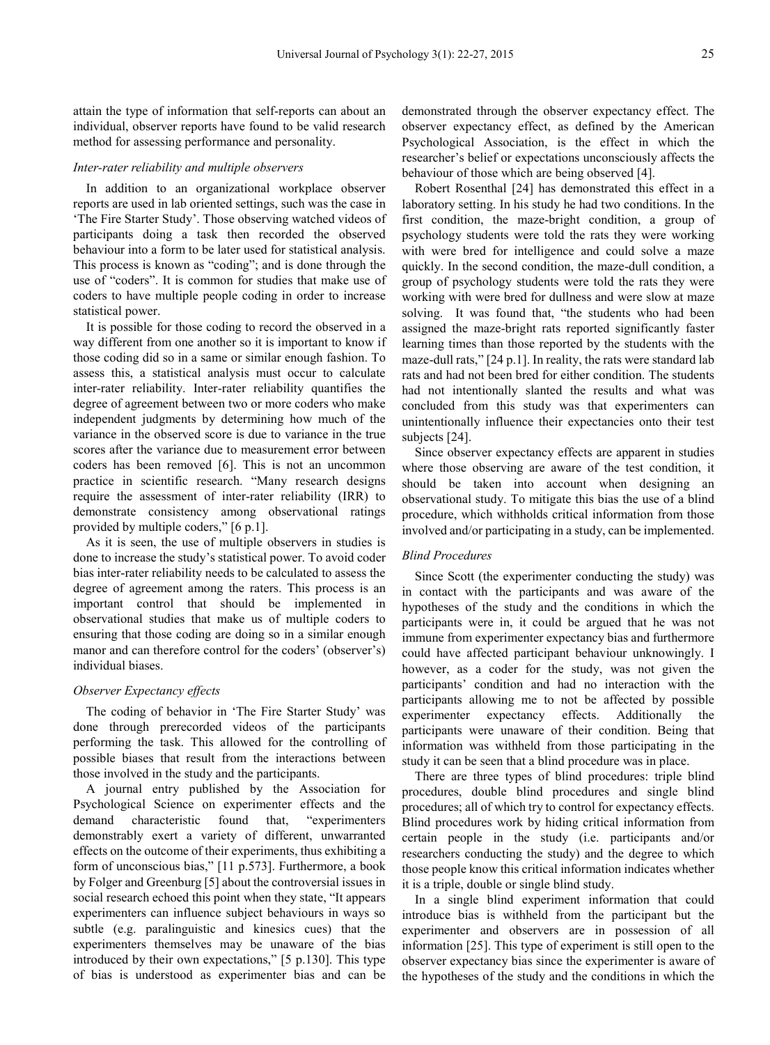attain the type of information that self-reports can about an individual, observer reports have found to be valid research method for assessing performance and personality.

### *Inter-rater reliability and multiple observers*

In addition to an organizational workplace observer reports are used in lab oriented settings, such was the case in 'The Fire Starter Study'. Those observing watched videos of participants doing a task then recorded the observed behaviour into a form to be later used for statistical analysis. This process is known as "coding"; and is done through the use of "coders". It is common for studies that make use of coders to have multiple people coding in order to increase statistical power.

It is possible for those coding to record the observed in a way different from one another so it is important to know if those coding did so in a same or similar enough fashion. To assess this, a statistical analysis must occur to calculate inter-rater reliability. Inter-rater reliability quantifies the degree of agreement between two or more coders who make independent judgments by determining how much of the variance in the observed score is due to variance in the true scores after the variance due to measurement error between coders has been removed [6]. This is not an uncommon practice in scientific research. "Many research designs require the assessment of inter-rater reliability (IRR) to demonstrate consistency among observational ratings provided by multiple coders," [6 p.1].

As it is seen, the use of multiple observers in studies is done to increase the study's statistical power. To avoid coder bias inter-rater reliability needs to be calculated to assess the degree of agreement among the raters. This process is an important control that should be implemented in observational studies that make us of multiple coders to ensuring that those coding are doing so in a similar enough manor and can therefore control for the coders' (observer's) individual biases.

### *Observer Expectancy effects*

The coding of behavior in 'The Fire Starter Study' was done through prerecorded videos of the participants performing the task. This allowed for the controlling of possible biases that result from the interactions between those involved in the study and the participants.

A journal entry published by the Association for Psychological Science on experimenter effects and the demand characteristic found that, "experimenters demonstrably exert a variety of different, unwarranted effects on the outcome of their experiments, thus exhibiting a form of unconscious bias," [11 p.573]. Furthermore, a book by Folger and Greenburg [5] about the controversial issues in social research echoed this point when they state, "It appears experimenters can influence subject behaviours in ways so subtle (e.g. paralinguistic and kinesics cues) that the experimenters themselves may be unaware of the bias introduced by their own expectations," [5 p.130]. This type of bias is understood as experimenter bias and can be demonstrated through the observer expectancy effect. The observer expectancy effect, as defined by the American Psychological Association, is the effect in which the researcher's belief or expectations unconsciously affects the behaviour of those which are being observed [4].

Robert Rosenthal [24] has demonstrated this effect in a laboratory setting. In his study he had two conditions. In the first condition, the maze-bright condition, a group of psychology students were told the rats they were working with were bred for intelligence and could solve a maze quickly. In the second condition, the maze-dull condition, a group of psychology students were told the rats they were working with were bred for dullness and were slow at maze solving. It was found that, "the students who had been assigned the maze-bright rats reported significantly faster learning times than those reported by the students with the maze-dull rats," [24 p.1]. In reality, the rats were standard lab rats and had not been bred for either condition. The students had not intentionally slanted the results and what was concluded from this study was that experimenters can unintentionally influence their expectancies onto their test subjects [24].

Since observer expectancy effects are apparent in studies where those observing are aware of the test condition, it should be taken into account when designing an observational study. To mitigate this bias the use of a blind procedure, which withholds critical information from those involved and/or participating in a study, can be implemented.

### *Blind Procedures*

Since Scott (the experimenter conducting the study) was in contact with the participants and was aware of the hypotheses of the study and the conditions in which the participants were in, it could be argued that he was not immune from experimenter expectancy bias and furthermore could have affected participant behaviour unknowingly. I however, as a coder for the study, was not given the participants' condition and had no interaction with the participants allowing me to not be affected by possible experimenter expectancy effects. Additionally the participants were unaware of their condition. Being that information was withheld from those participating in the study it can be seen that a blind procedure was in place.

There are three types of blind procedures: triple blind procedures, double blind procedures and single blind procedures; all of which try to control for expectancy effects. Blind procedures work by hiding critical information from certain people in the study (i.e. participants and/or researchers conducting the study) and the degree to which those people know this critical information indicates whether it is a triple, double or single blind study.

In a single blind experiment information that could introduce bias is withheld from the participant but the experimenter and observers are in possession of all information [25]. This type of experiment is still open to the observer expectancy bias since the experimenter is aware of the hypotheses of the study and the conditions in which the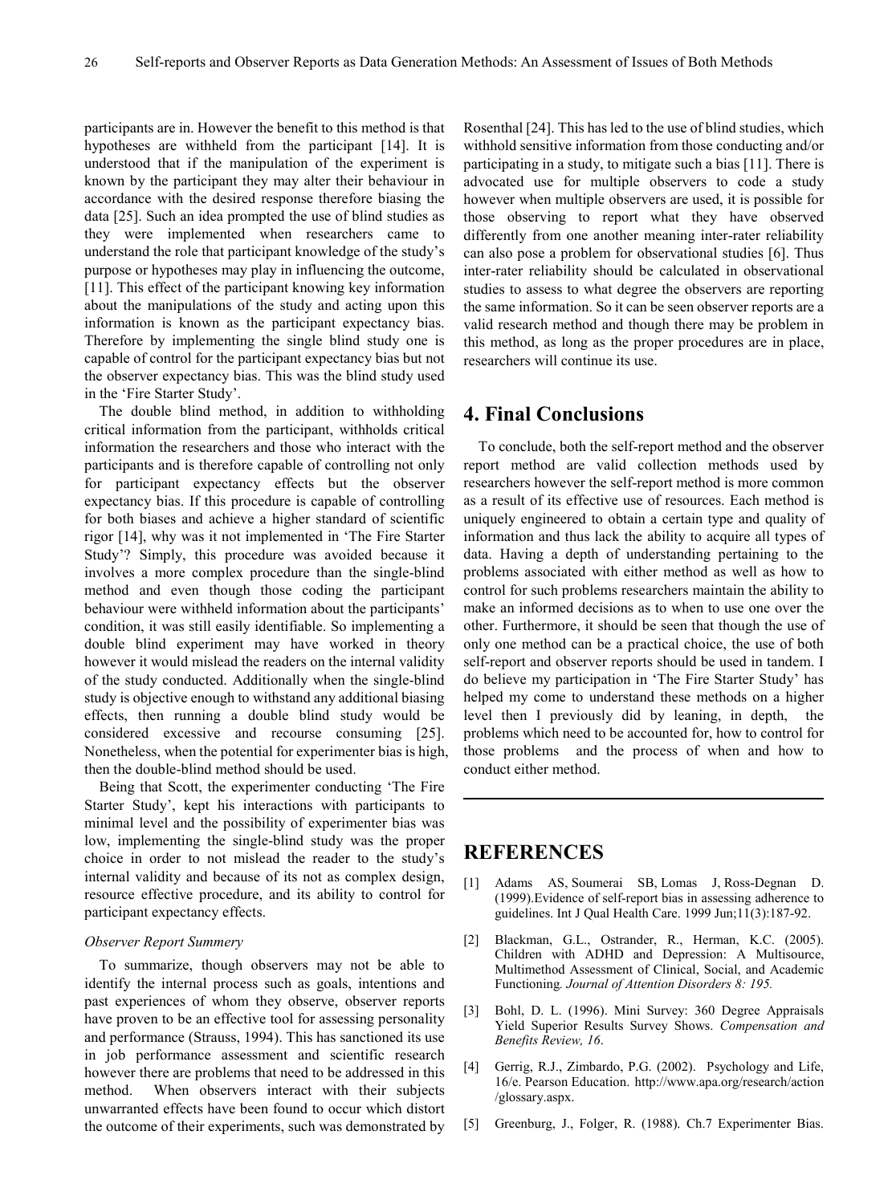participants are in. However the benefit to this method is that hypotheses are withheld from the participant [14]. It is understood that if the manipulation of the experiment is known by the participant they may alter their behaviour in accordance with the desired response therefore biasing the data [25]. Such an idea prompted the use of blind studies as they were implemented when researchers came to understand the role that participant knowledge of the study's purpose or hypotheses may play in influencing the outcome, [11]. This effect of the participant knowing key information about the manipulations of the study and acting upon this information is known as the participant expectancy bias. Therefore by implementing the single blind study one is capable of control for the participant expectancy bias but not the observer expectancy bias. This was the blind study used in the 'Fire Starter Study'.

The double blind method, in addition to withholding critical information from the participant, withholds critical information the researchers and those who interact with the participants and is therefore capable of controlling not only for participant expectancy effects but the observer expectancy bias. If this procedure is capable of controlling for both biases and achieve a higher standard of scientific rigor [14], why was it not implemented in 'The Fire Starter Study'? Simply, this procedure was avoided because it involves a more complex procedure than the single-blind method and even though those coding the participant behaviour were withheld information about the participants' condition, it was still easily identifiable. So implementing a double blind experiment may have worked in theory however it would mislead the readers on the internal validity of the study conducted. Additionally when the single-blind study is objective enough to withstand any additional biasing effects, then running a double blind study would be considered excessive and recourse consuming [25]. Nonetheless, when the potential for experimenter bias is high, then the double-blind method should be used.

Being that Scott, the experimenter conducting 'The Fire Starter Study', kept his interactions with participants to minimal level and the possibility of experimenter bias was low, implementing the single-blind study was the proper choice in order to not mislead the reader to the study's internal validity and because of its not as complex design, resource effective procedure, and its ability to control for participant expectancy effects.

*Observer Report Summery*

To summarize, though observers may not be able to identify the internal process such as goals, intentions and past experiences of whom they observe, observer reports have proven to be an effective tool for assessing personality and performance (Strauss, 1994). This has sanctioned its use in job performance assessment and scientific research however there are problems that need to be addressed in this method. When observers interact with their subjects unwarranted effects have been found to occur which distort the outcome of their experiments, such was demonstrated by Rosenthal [24]. This has led to the use of blind studies, which withhold sensitive information from those conducting and/or participating in a study, to mitigate such a bias [11]. There is advocated use for multiple observers to code a study however when multiple observers are used, it is possible for those observing to report what they have observed differently from one another meaning inter-rater reliability can also pose a problem for observational studies [6]. Thus inter-rater reliability should be calculated in observational studies to assess to what degree the observers are reporting the same information. So it can be seen observer reports are a valid research method and though there may be problem in this method, as long as the proper procedures are in place, researchers will continue its use.

## 4. Final Conclusions

To conclude, both the self-report method and the observer report method are valid collection methods used by researchers however the self-report method is more common as a result of its effective use of resources. Each method is uniquely engineered to obtain a certain type and quality of information and thus lack the ability to acquire all types of data. Having a depth of understanding pertaining to the problems associated with either method as well as how to control for such problems researchers maintain the ability to make an informed decisions as to when to use one over the other. Furthermore, it should be seen that though the use of only one method can be a practical choice, the use of both self-report and observer reports should be used in tandem. I do believe my participation in 'The Fire Starter Study' has helped my come to understand these methods on a higher level then I previously did by leaning, in depth, the problems which need to be accounted for, how to control for those problems and the process of when and how to conduct either method.

## REFERENCES

[1] Adams AS, Soumerai SB, Lomas J, Ross-Degnan D. (1999).Evidence of self-report bias in assessing adherence to guidelines. Int J Qual Health Care. 1999 Jun;11(3):187-92.

[2] Blackman, G.L., Ostrander, R., Herman, K.C. (2005). Children with ADHD and Depression: A Multisource, Multimethod Assessment of Clinical, Social, and Academic Functioning. *Journal of Attention Disorders 8: 195.*

[3] Bohl, D. L. (1996). Mini Survey: 360 Degree Appraisals Yield Superior Results Survey Shows. *Compensation and Benefits Review, 16*.

[4] Gerrig, R.J., Zimbardo, P.G. (2002). Psychology and Life, 16/e. Pearson Education. http://www.apa.org/research/action/glossary.aspx.

[5] Greenburg, J., Folger, R. (1988). Ch.7 Experimenter Bias.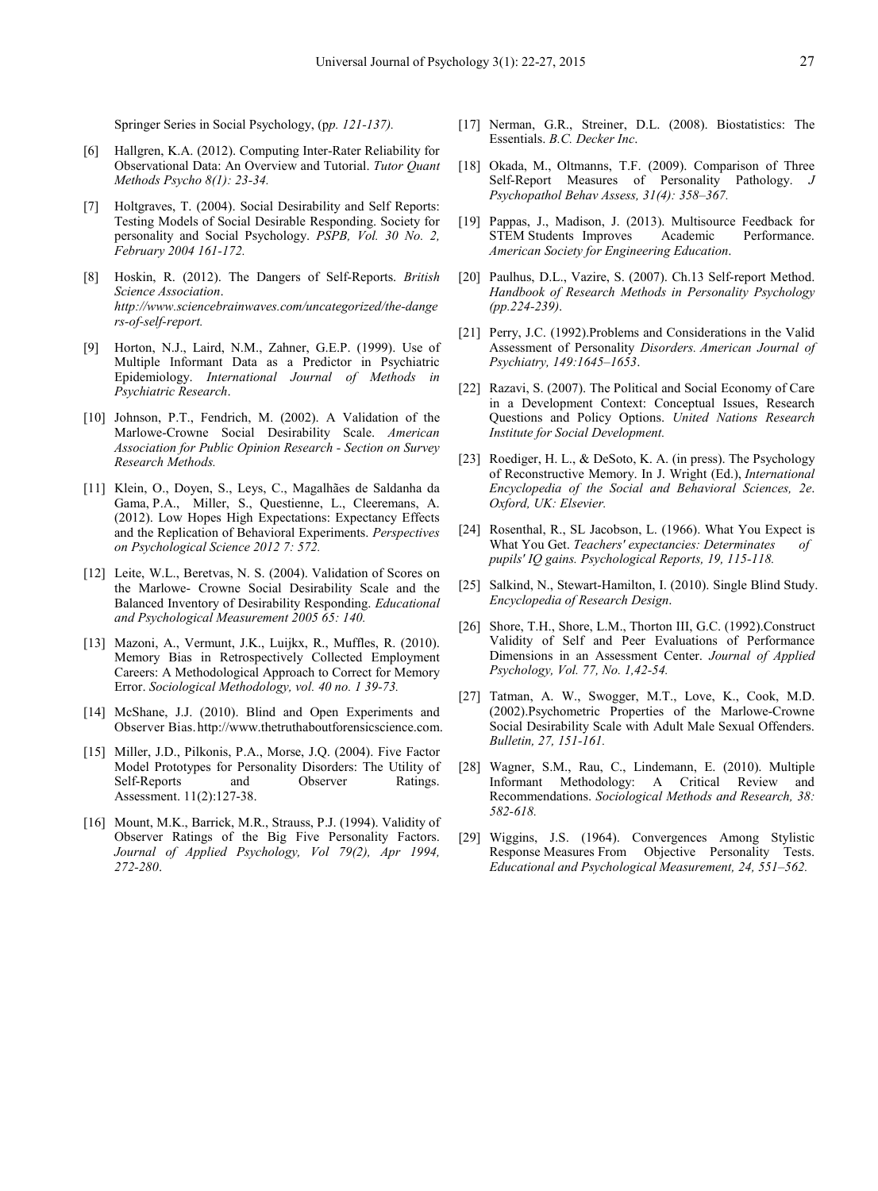Springer Series in Social Psychology, (p*p. 121-137).*

[6] Hallgren, K.A. (2012). Computing Inter-Rater Reliability for Observational Data: An Overview and Tutorial. *Tutor Quant Methods Psycho 8(1): 23-34.*

[7] Holtgraves, T. (2004). Social Desirability and Self Reports: Testing Models of Social Desirable Responding. Society for personality and Social Psychology. *PSPB, Vol. 30 No. 2, February 2004 161-172.*

[8] Hoskin, R. (2012). The Dangers of Self-Reports. *British Science Association*. *http://www.sciencebrainwaves.com/uncategorized/the-dangers-of-self-report.*

[9] Horton, N.J., Laird, N.M., Zahner, G.E.P. (1999). Use of Multiple Informant Data as a Predictor in Psychiatric Epidemiology. *International Journal of Methods in Psychiatric Research*.

[10] Johnson, P.T., Fendrich, M. (2002). A Validation of the Marlowe-Crowne Social Desirability Scale. *American Association for Public Opinion Research - Section on Survey Research Methods.*

[11] Klein, O., Doyen, S., Leys, C., Magalhães de Saldanha da Gama, P.A., Miller, S., Questienne, L., Cleeremans, A. (2012). Low Hopes High Expectations: Expectancy Effects and the Replication of Behavioral Experiments. *Perspectives on Psychological Science 2012 7: 572.*

[12] Leite, W.L., Beretvas, N. S. (2004). Validation of Scores on the Marlowe- Crowne Social Desirability Scale and the Balanced Inventory of Desirability Responding. *Educational and Psychological Measurement 2005 65: 140.*

[13] Mazoni, A., Vermunt, J.K., Luijkx, R., Muffles, R. (2010). Memory Bias in Retrospectively Collected Employment Careers: A Methodological Approach to Correct for Memory Error. *Sociological Methodology, vol. 40 no. 1 39-73.*

[14] McShane, J.J. (2010). Blind and Open Experiments and Observer Bias. http://www.thetruthaboutforensicscience.com.

[15] Miller, J.D., Pilkonis, P.A., Morse, J.Q. (2004). Five Factor Model Prototypes for Personality Disorders: The Utility of Self-Reports and Observer Ratings. Assessment. 11(2):127-38.

[16] Mount, M.K., Barrick, M.R., Strauss, P.J. (1994). Validity of Observer Ratings of the Big Five Personality Factors. *Journal of Applied Psychology, Vol 79(2), Apr 1994, 272-280*.

[17] Nerman, G.R., Streiner, D.L. (2008). Biostatistics: The Essentials. *B.C. Decker Inc*.

[18] Okada, M., Oltmanns, T.F. (2009). Comparison of Three Self-Report Measures of Personality Pathology. *J Psychopathol Behav Assess, 31(4): 358–367.*

[19] Pappas, J., Madison, J. (2013). Multisource Feedback for STEM Students Improves Academic Performance. *American Society for Engineering Education*.

[20] Paulhus, D.L., Vazire, S. (2007). Ch.13 Self-report Method. *Handbook of Research Methods in Personality Psychology (pp.224-239)*.

[21] Perry, J.C. (1992).Problems and Considerations in the Valid Assessment of Personality *Disorders. American Journal of Psychiatry, 149:1645–1653*.

[22] Razavi, S. (2007). The Political and Social Economy of Care in a Development Context: Conceptual Issues, Research Questions and Policy Options. *United Nations Research Institute for Social Development.*

[23] Roediger, H. L., & DeSoto, K. A. (in press). The Psychology of Reconstructive Memory. In J. Wright (Ed.), *International Encyclopedia of the Social and Behavioral Sciences, 2e*. *Oxford, UK: Elsevier.*

[24] Rosenthal, R., SL Jacobson, L. (1966). What You Expect is What You Get. *Teachers' expectancies: Determinates of pupils' IQ gains. Psychological Reports, 19, 115-118.*

[25] Salkind, N., Stewart-Hamilton, I. (2010). Single Blind Study. *Encyclopedia of Research Design*.

[26] Shore, T.H., Shore, L.M., Thorton III, G.C. (1992).Construct Validity of Self and Peer Evaluations of Performance Dimensions in an Assessment Center. *Journal of Applied Psychology, Vol. 77, No. 1,42-54.*

[27] Tatman, A. W., Swogger, M.T., Love, K., Cook, M.D. (2002).Psychometric Properties of the Marlowe-Crowne Social Desirability Scale with Adult Male Sexual Offenders. *Bulletin, 27, 151-161.*

[28] Wagner, S.M., Rau, C., Lindemann, E. (2010). Multiple Informant Methodology: A Critical Review and Recommendations. *Sociological Methods and Research, 38: 582-618.*

[29] Wiggins, J.S. (1964). Convergences Among Stylistic Response Measures From Objective Personality Tests. *Educational and Psychological Measurement, 24, 551–562.*